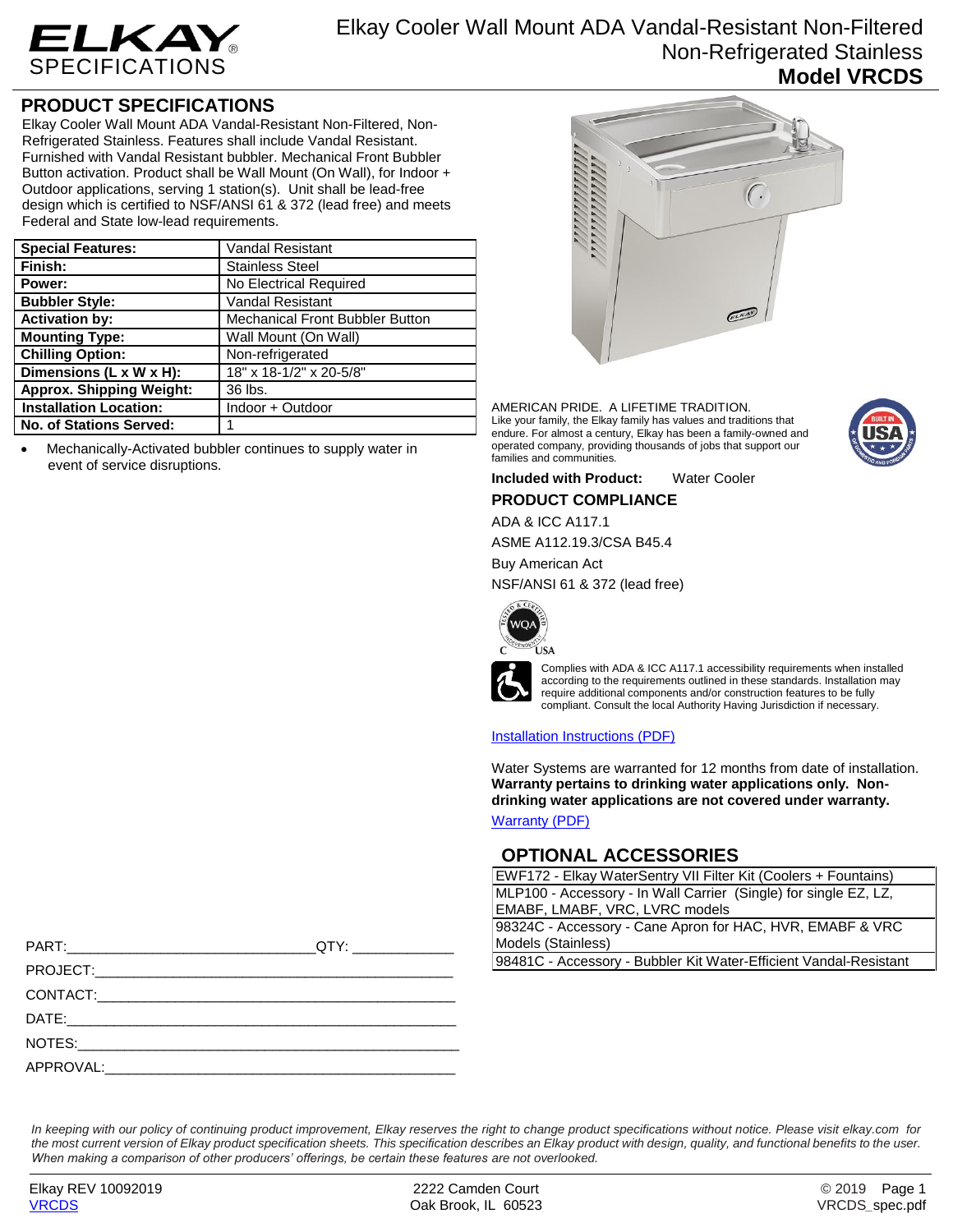# ELKAY SPECIFICATIONS

Elkay Cooler Wall Mount ADA Vandal-Resistant Non-Filtered Non-Refrigerated Stainless
**Model VRCDS**

## PRODUCT SPECIFICATIONS

Elkay Cooler Wall Mount ADA Vandal-Resistant Non-Filtered, Non-Refrigerated Stainless. Features shall include Vandal Resistant. Furnished with Vandal Resistant bubbler. Mechanical Front Bubbler Button activation. Product shall be Wall Mount (On Wall), for Indoor + Outdoor applications, serving 1 station(s). Unit shall be lead-free design which is certified to NSF/ANSI 61 & 372 (lead free) and meets Federal and State low-lead requirements.

| **Special Features:** | Vandal Resistant |
|---|---|
| **Finish:** | Stainless Steel |
| **Power:** | No Electrical Required |
| **Bubbler Style:** | Vandal Resistant |
| **Activation by:** | Mechanical Front Bubbler Button |
| **Mounting Type:** | Wall Mount (On Wall) |
| **Chilling Option:** | Non-refrigerated |
| **Dimensions (L x W x H):** | 18" x 18-1/2" x 20-5/8" |
| **Approx. Shipping Weight:** | 36 lbs. |
| **Installation Location:** | Indoor + Outdoor |
| **No. of Stations Served:** | 1 |

- Mechanically-Activated bubbler continues to supply water in event of service disruptions.

AMERICAN PRIDE. A LIFETIME TRADITION.
Like your family, the Elkay family has values and traditions that endure. For almost a century, Elkay has been a family-owned and operated company, providing thousands of jobs that support our families and communities.

**Included with Product:** Water Cooler

### PRODUCT COMPLIANCE

ADA & ICC A117.1

ASME A112.19.3/CSA B45.4

Buy American Act

NSF/ANSI 61 & 372 (lead free)

Complies with ADA & ICC A117.1 accessibility requirements when installed according to the requirements outlined in these standards. Installation may require additional components and/or construction features to be fully compliant. Consult the local Authority Having Jurisdiction if necessary.

Installation Instructions (PDF)

Water Systems are warranted for 12 months from date of installation. **Warranty pertains to drinking water applications only. Non-drinking water applications are not covered under warranty.**

Warranty (PDF)

## OPTIONAL ACCESSORIES

| EWF172 - Elkay WaterSentry VII Filter Kit (Coolers + Fountains) |
|---|
| MLP100 - Accessory - In Wall Carrier (Single) for single EZ, LZ, EMABF, LMABF, VRC, LVRC models |
| 98324C - Accessory - Cane Apron for HAC, HVR, EMABF & VRC Models (Stainless) |
| 98481C - Accessory - Bubbler Kit Water-Efficient Vandal-Resistant |

PART:______________________________QTY: ____________

PROJECT:_____________________________________________

CONTACT:_____________________________________________

DATE:________________________________________________

NOTES:_______________________________________________

APPROVAL:____________________________________________

*In keeping with our policy of continuing product improvement, Elkay reserves the right to change product specifications without notice. Please visit elkay.com for the most current version of Elkay product specification sheets. This specification describes an Elkay product with design, quality, and functional benefits to the user. When making a comparison of other producers' offerings, be certain these features are not overlooked.*

Elkay REV 10092019
VRCDS

2222 Camden Court
Oak Brook, IL 60523

© 2019
VRCDS_spec.pdf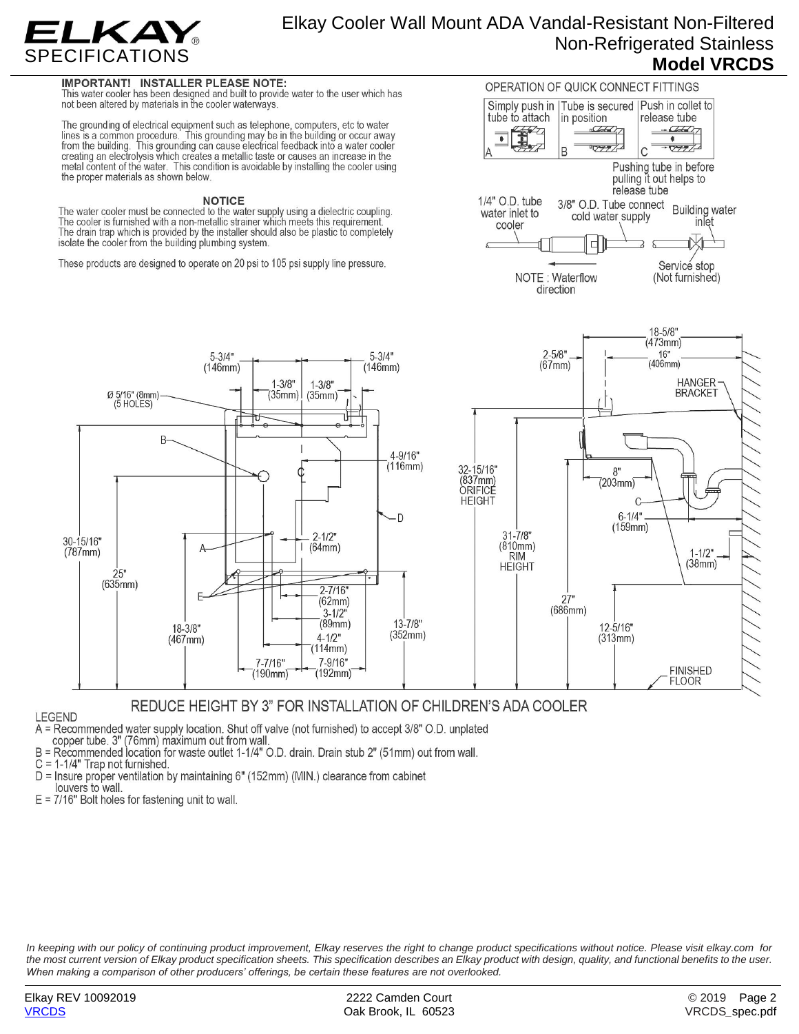# Elkay Cooler Wall Mount ADA Vandal-Resistant Non-Filtered Non-Refrigerated Stainless

## Model VRCDS

**IMPORTANT! INSTALLER PLEASE NOTE:**
This water cooler has been designed and built to provide water to the user which has not been altered by materials in the cooler waterways.

The grounding of electrical equipment such as telephone, computers, etc to water lines is a common procedure. This grounding may be in the building or occur away from the building. This grounding can cause electrical feedback into a water cooler creating an electrolysis which creates a metallic taste or causes an increase in the metal content of the water. This condition is avoidable by installing the cooler using the proper materials as shown below.

**NOTICE**

The water cooler must be connected to the water supply using a dielectric coupling. The cooler is furnished with a non-metallic strainer which meets this requirement. The drain trap which is provided by the installer should also be plastic to completely isolate the cooler from the building plumbing system.

These products are designed to operate on 20 psi to 105 psi supply line pressure.

OPERATION OF QUICK CONNECT FITTINGS

A Simply push in tube to attach
B Tube is secured in position
C Push in collet to release tube

Pushing tube in before pulling it out helps to release tube

1/4" O.D. tube water inlet to cooler

3/8" O.D. Tube connect cold water supply

Building water inlet

Service stop (Not furnished)

NOTE : Waterflow direction

5-3/4" (146mm)
5-3/4" (146mm)
1-3/8" (35mm)
1-3/8" (35mm)
Ø 5/16" (8mm) (5 HOLES)
B
C
4-9/16" (116mm)
D
2-1/2" (64mm)
A
30-15/16" (787mm)
25" (635mm)
E
2-7/16" (62mm)
3-1/2" (89mm)
4-1/2" (114mm)
13-7/8" (352mm)
18-3/8" (467mm)
7-7/16" (190mm)
7-9/16" (192mm)
2-5/8" (67mm)
18-5/8" (473mm)
16" (406mm)
HANGER BRACKET
32-15/16" (837mm) ORIFICE HEIGHT
8" (203mm)
C
6-1/4" (159mm)
31-7/8" (810mm) RIM HEIGHT
1-1/2" (38mm)
27" (686mm)
12-5/16" (313mm)
FINISHED FLOOR

REDUCE HEIGHT BY 3" FOR INSTALLATION OF CHILDREN'S ADA COOLER

LEGEND
- A = Recommended water supply location. Shut off valve (not furnished) to accept 3/8" O.D. unplated copper tube. 3" (76mm) maximum out from wall.
- B = Recommended location for waste outlet 1-1/4" O.D. drain. Drain stub 2" (51mm) out from wall.
- C = 1-1/4" Trap not furnished.
- D = Insure proper ventilation by maintaining 6" (152mm) (MIN.) clearance from cabinet louvers to wall.
- E = 7/16" Bolt holes for fastening unit to wall.

*In keeping with our policy of continuing product improvement, Elkay reserves the right to change product specifications without notice. Please visit elkay.com for the most current version of Elkay product specification sheets. This specification describes an Elkay product with design, quality, and functional benefits to the user. When making a comparison of other producers' offerings, be certain these features are not overlooked.*

Elkay REV 10092019
VRCDS

2222 Camden Court
Oak Brook, IL 60523

© 2019
VRCDS_spec.pdf